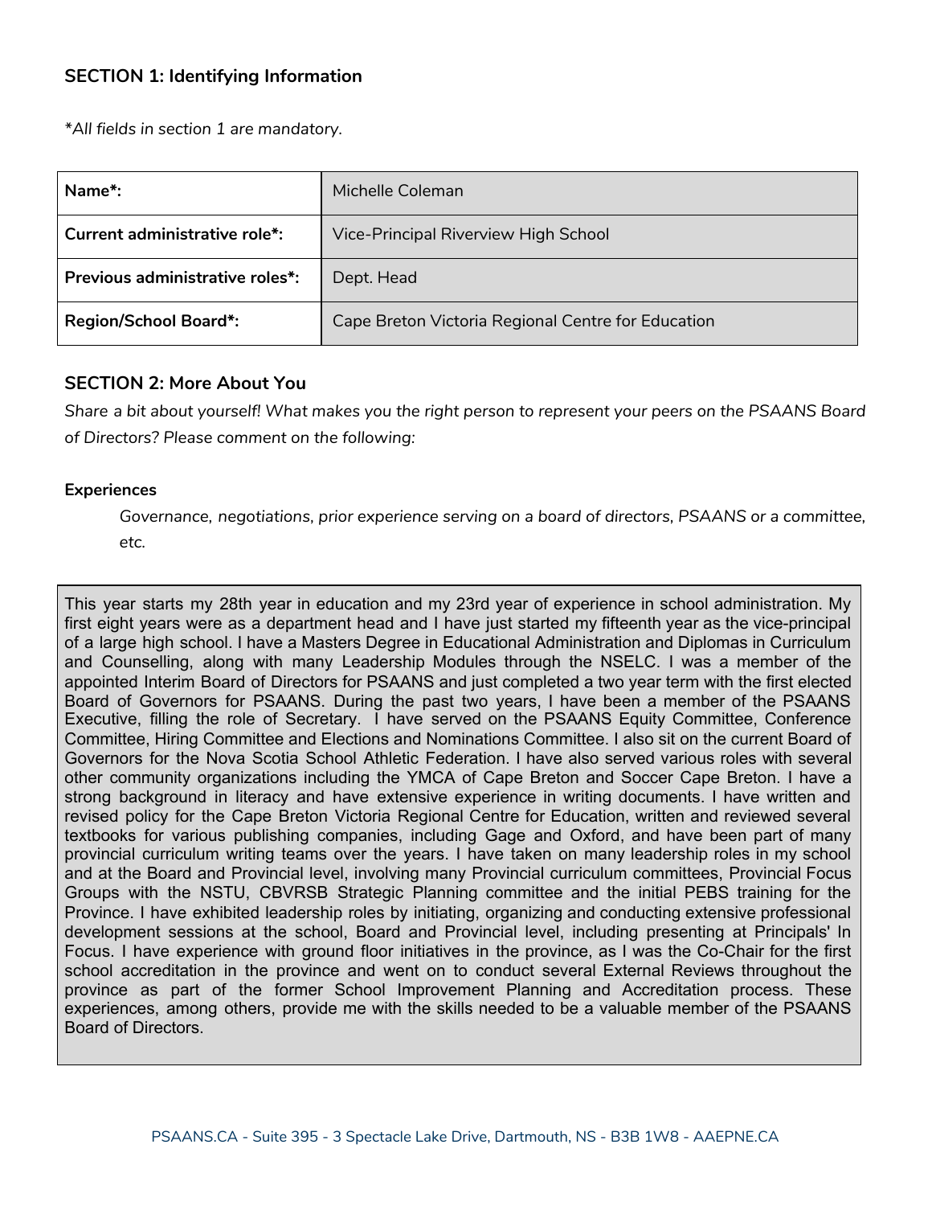## SECTION 1: Identifying Information

*\*All fields in section 1 are mandatory.*

| **Name\*:** | Michelle Coleman |
|---|---|
| **Current administrative role\*:** | Vice-Principal Riverview High School |
| **Previous administrative roles\*:** | Dept. Head |
| **Region/School Board\*:** | Cape Breton Victoria Regional Centre for Education |

## SECTION 2: More About You

*Share a bit about yourself! What makes you the right person to represent your peers on the PSAANS Board of Directors? Please comment on the following:*

### Experiences

*Governance, negotiations, prior experience serving on a board of directors, PSAANS or a committee, etc.*

This year starts my 28th year in education and my 23rd year of experience in school administration. My first eight years were as a department head and I have just started my fifteenth year as the vice-principal of a large high school. I have a Masters Degree in Educational Administration and Diplomas in Curriculum and Counselling, along with many Leadership Modules through the NSELC. I was a member of the appointed Interim Board of Directors for PSAANS and just completed a two year term with the first elected Board of Governors for PSAANS. During the past two years, I have been a member of the PSAANS Executive, filling the role of Secretary. I have served on the PSAANS Equity Committee, Conference Committee, Hiring Committee and Elections and Nominations Committee. I also sit on the current Board of Governors for the Nova Scotia School Athletic Federation. I have also served various roles with several other community organizations including the YMCA of Cape Breton and Soccer Cape Breton. I have a strong background in literacy and have extensive experience in writing documents. I have written and revised policy for the Cape Breton Victoria Regional Centre for Education, written and reviewed several textbooks for various publishing companies, including Gage and Oxford, and have been part of many provincial curriculum writing teams over the years. I have taken on many leadership roles in my school and at the Board and Provincial level, involving many Provincial curriculum committees, Provincial Focus Groups with the NSTU, CBVRSB Strategic Planning committee and the initial PEBS training for the Province. I have exhibited leadership roles by initiating, organizing and conducting extensive professional development sessions at the school, Board and Provincial level, including presenting at Principals' In Focus. I have experience with ground floor initiatives in the province, as I was the Co-Chair for the first school accreditation in the province and went on to conduct several External Reviews throughout the province as part of the former School Improvement Planning and Accreditation process. These experiences, among others, provide me with the skills needed to be a valuable member of the PSAANS Board of Directors.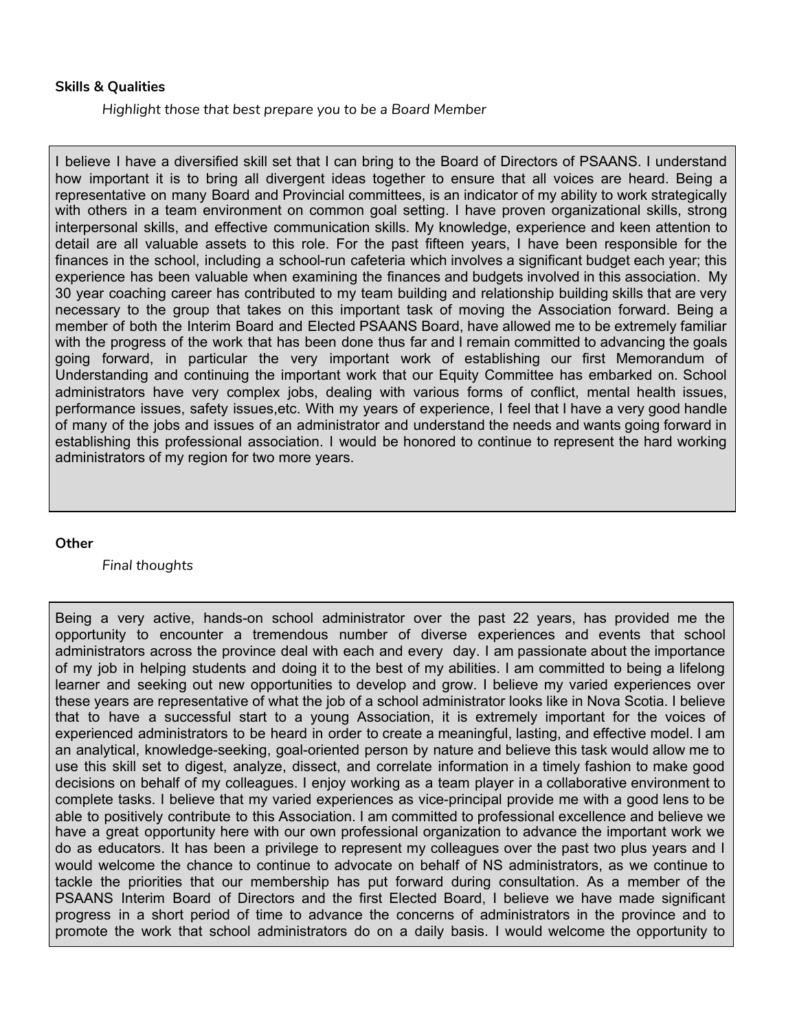**Skills & Qualities**

*Highlight those that best prepare you to be a Board Member*

I believe I have a diversified skill set that I can bring to the Board of Directors of PSAANS. I understand how important it is to bring all divergent ideas together to ensure that all voices are heard. Being a representative on many Board and Provincial committees, is an indicator of my ability to work strategically with others in a team environment on common goal setting. I have proven organizational skills, strong interpersonal skills, and effective communication skills. My knowledge, experience and keen attention to detail are all valuable assets to this role. For the past fifteen years, I have been responsible for the finances in the school, including a school-run cafeteria which involves a significant budget each year; this experience has been valuable when examining the finances and budgets involved in this association. My 30 year coaching career has contributed to my team building and relationship building skills that are very necessary to the group that takes on this important task of moving the Association forward. Being a member of both the Interim Board and Elected PSAANS Board, have allowed me to be extremely familiar with the progress of the work that has been done thus far and I remain committed to advancing the goals going forward, in particular the very important work of establishing our first Memorandum of Understanding and continuing the important work that our Equity Committee has embarked on. School administrators have very complex jobs, dealing with various forms of conflict, mental health issues, performance issues, safety issues,etc. With my years of experience, I feel that I have a very good handle of many of the jobs and issues of an administrator and understand the needs and wants going forward in establishing this professional association. I would be honored to continue to represent the hard working administrators of my region for two more years.

**Other**

*Final thoughts*

Being a very active, hands-on school administrator over the past 22 years, has provided me the opportunity to encounter a tremendous number of diverse experiences and events that school administrators across the province deal with each and every day. I am passionate about the importance of my job in helping students and doing it to the best of my abilities. I am committed to being a lifelong learner and seeking out new opportunities to develop and grow. I believe my varied experiences over these years are representative of what the job of a school administrator looks like in Nova Scotia. I believe that to have a successful start to a young Association, it is extremely important for the voices of experienced administrators to be heard in order to create a meaningful, lasting, and effective model. I am an analytical, knowledge-seeking, goal-oriented person by nature and believe this task would allow me to use this skill set to digest, analyze, dissect, and correlate information in a timely fashion to make good decisions on behalf of my colleagues. I enjoy working as a team player in a collaborative environment to complete tasks. I believe that my varied experiences as vice-principal provide me with a good lens to be able to positively contribute to this Association. I am committed to professional excellence and believe we have a great opportunity here with our own professional organization to advance the important work we do as educators. It has been a privilege to represent my colleagues over the past two plus years and I would welcome the chance to continue to advocate on behalf of NS administrators, as we continue to tackle the priorities that our membership has put forward during consultation. As a member of the PSAANS Interim Board of Directors and the first Elected Board, I believe we have made significant progress in a short period of time to advance the concerns of administrators in the province and to promote the work that school administrators do on a daily basis. I would welcome the opportunity to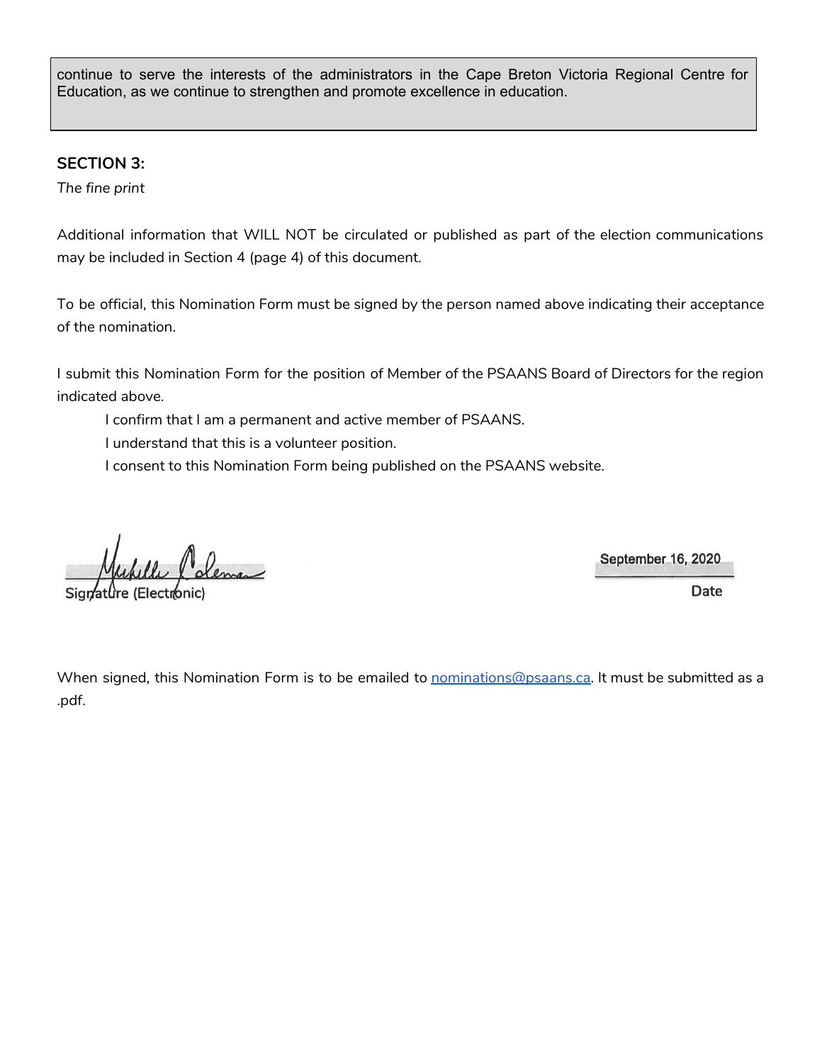continue to serve the interests of the administrators in the Cape Breton Victoria Regional Centre for Education, as we continue to strengthen and promote excellence in education.

**SECTION 3:**

*The fine print*

Additional information that WILL NOT be circulated or published as part of the election communications may be included in Section 4 (page 4) of this document.

To be official, this Nomination Form must be signed by the person named above indicating their acceptance of the nomination.

I submit this Nomination Form for the position of Member of the PSAANS Board of Directors for the region indicated above.

I confirm that I am a permanent and active member of PSAANS.

I understand that this is a volunteer position.

I consent to this Nomination Form being published on the PSAANS website.

Signature (Electronic)

September 16, 2020

Date

When signed, this Nomination Form is to be emailed to nominations@psaans.ca. It must be submitted as a .pdf.